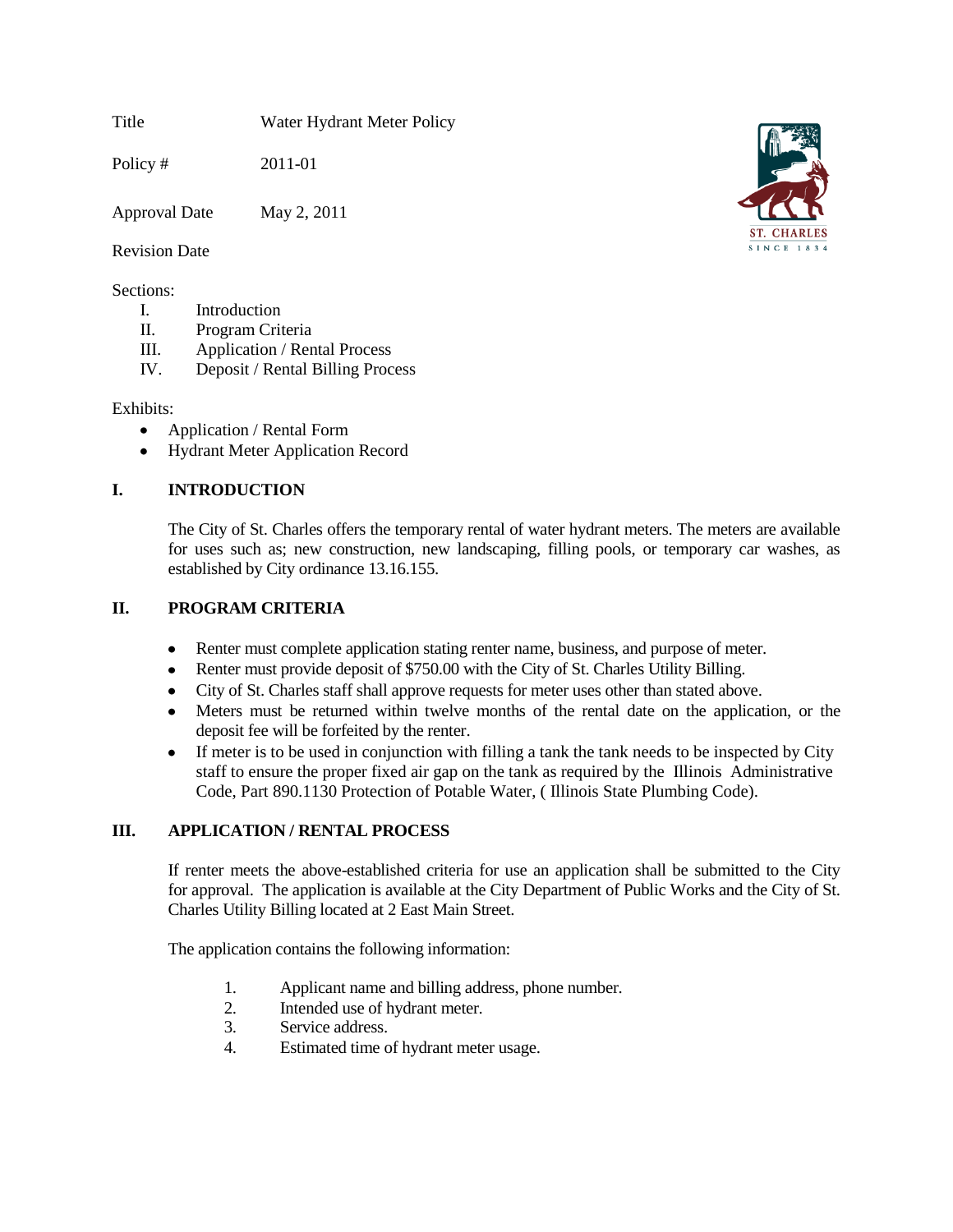Title Water Hydrant Meter Policy

Policy # 2011-01

Approval Date May 2, 2011

Revision Date

Sections:

I. Introduction
II. Program Criteria
III. Application / Rental Process
IV. Deposit / Rental Billing Process

Exhibits:

- Application / Rental Form
- Hydrant Meter Application Record

## I. INTRODUCTION

The City of St. Charles offers the temporary rental of water hydrant meters. The meters are available for uses such as; new construction, new landscaping, filling pools, or temporary car washes, as established by City ordinance 13.16.155.

## II. PROGRAM CRITERIA

- Renter must complete application stating renter name, business, and purpose of meter.
- Renter must provide deposit of $750.00 with the City of St. Charles Utility Billing.
- City of St. Charles staff shall approve requests for meter uses other than stated above.
- Meters must be returned within twelve months of the rental date on the application, or the deposit fee will be forfeited by the renter.
- If meter is to be used in conjunction with filling a tank the tank needs to be inspected by City staff to ensure the proper fixed air gap on the tank as required by the Illinois Administrative Code, Part 890.1130 Protection of Potable Water, ( Illinois State Plumbing Code).

## III. APPLICATION / RENTAL PROCESS

If renter meets the above-established criteria for use an application shall be submitted to the City for approval. The application is available at the City Department of Public Works and the City of St. Charles Utility Billing located at 2 East Main Street.

The application contains the following information:

1. Applicant name and billing address, phone number.
2. Intended use of hydrant meter.
3. Service address.
4. Estimated time of hydrant meter usage.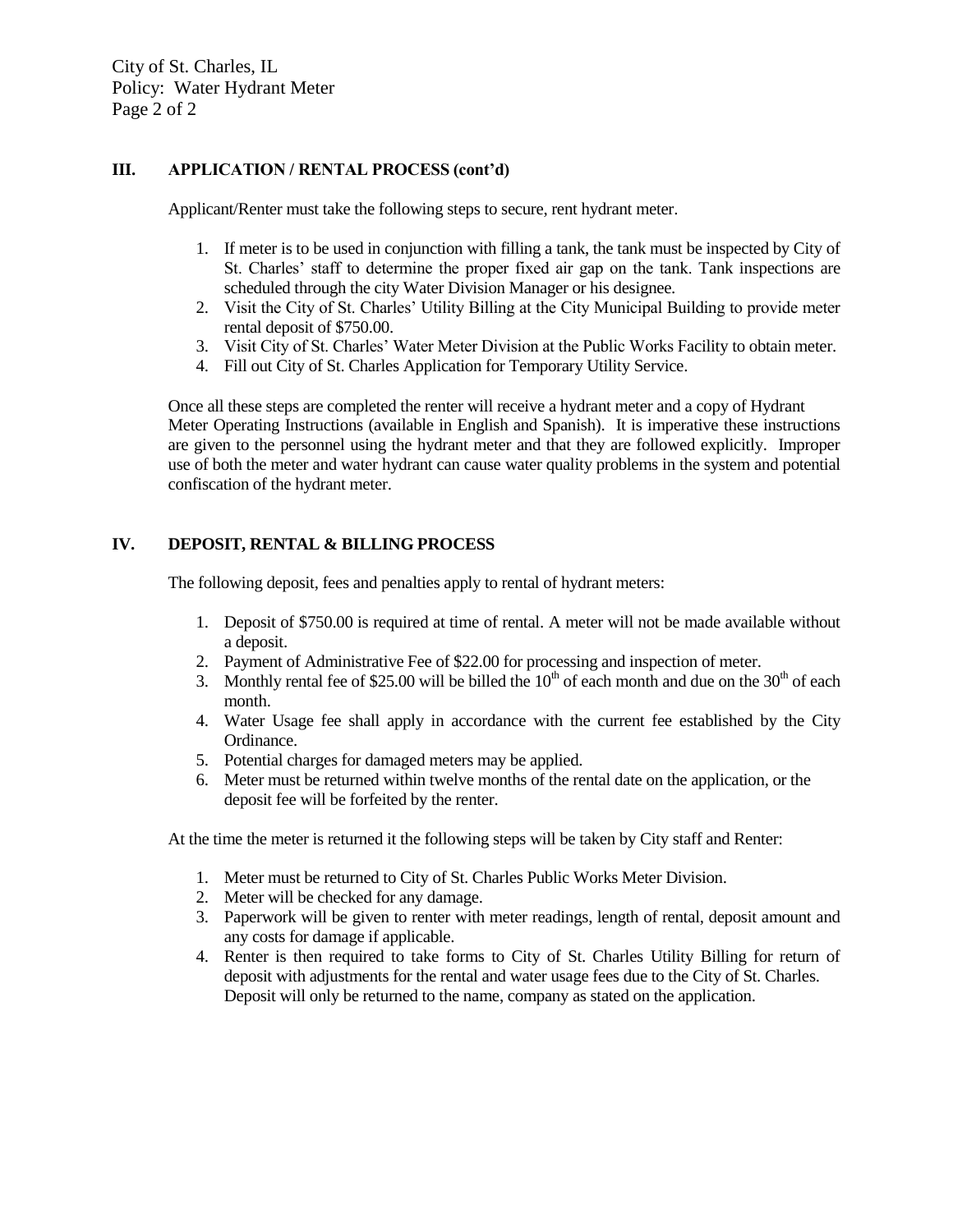## III. APPLICATION / RENTAL PROCESS (cont'd)

Applicant/Renter must take the following steps to secure, rent hydrant meter.

1. If meter is to be used in conjunction with filling a tank, the tank must be inspected by City of St. Charles' staff to determine the proper fixed air gap on the tank. Tank inspections are scheduled through the city Water Division Manager or his designee.
2. Visit the City of St. Charles' Utility Billing at the City Municipal Building to provide meter rental deposit of $750.00.
3. Visit City of St. Charles' Water Meter Division at the Public Works Facility to obtain meter.
4. Fill out City of St. Charles Application for Temporary Utility Service.

Once all these steps are completed the renter will receive a hydrant meter and a copy of Hydrant Meter Operating Instructions (available in English and Spanish). It is imperative these instructions are given to the personnel using the hydrant meter and that they are followed explicitly. Improper use of both the meter and water hydrant can cause water quality problems in the system and potential confiscation of the hydrant meter.

## IV. DEPOSIT, RENTAL & BILLING PROCESS

The following deposit, fees and penalties apply to rental of hydrant meters:

1. Deposit of $750.00 is required at time of rental. A meter will not be made available without a deposit.
2. Payment of Administrative Fee of $22.00 for processing and inspection of meter.
3. Monthly rental fee of $25.00 will be billed the 10th of each month and due on the 30th of each month.
4. Water Usage fee shall apply in accordance with the current fee established by the City Ordinance.
5. Potential charges for damaged meters may be applied.
6. Meter must be returned within twelve months of the rental date on the application, or the deposit fee will be forfeited by the renter.

At the time the meter is returned it the following steps will be taken by City staff and Renter:

1. Meter must be returned to City of St. Charles Public Works Meter Division.
2. Meter will be checked for any damage.
3. Paperwork will be given to renter with meter readings, length of rental, deposit amount and any costs for damage if applicable.
4. Renter is then required to take forms to City of St. Charles Utility Billing for return of deposit with adjustments for the rental and water usage fees due to the City of St. Charles. Deposit will only be returned to the name, company as stated on the application.